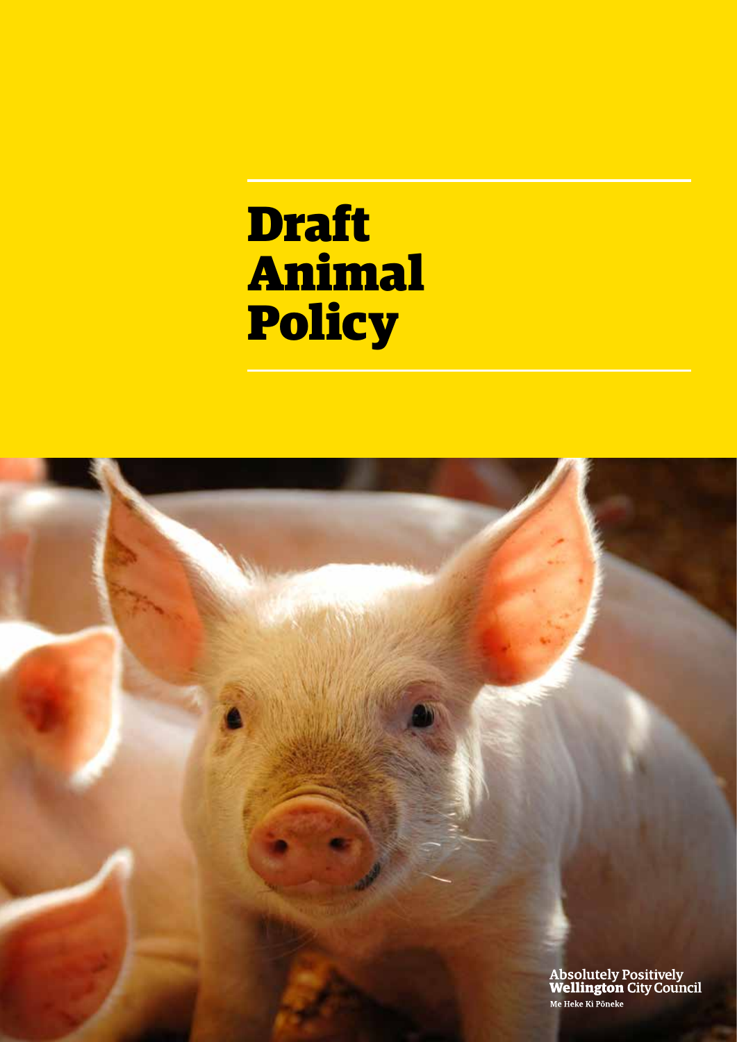# Draft Animal Policy

Absolutely Positively **Wellington** City Council

Me Heke Ki Pōneke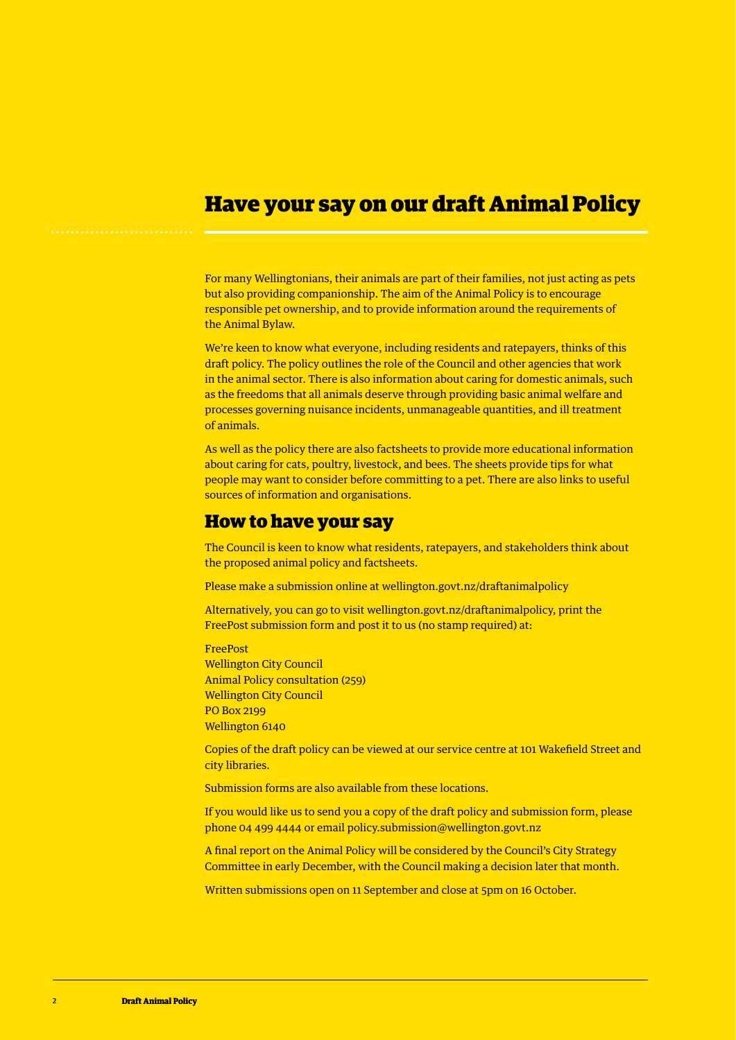# Have your say on our draft Animal Policy

For many Wellingtonians, their animals are part of their families, not just acting as pets but also providing companionship. The aim of the Animal Policy is to encourage responsible pet ownership, and to provide information around the requirements of the Animal Bylaw.

We're keen to know what everyone, including residents and ratepayers, thinks of this draft policy. The policy outlines the role of the Council and other agencies that work in the animal sector. There is also information about caring for domestic animals, such as the freedoms that all animals deserve through providing basic animal welfare and processes governing nuisance incidents, unmanageable quantities, and ill treatment of animals.

As well as the policy there are also factsheets to provide more educational information about caring for cats, poultry, livestock, and bees. The sheets provide tips for what people may want to consider before committing to a pet. There are also links to useful sources of information and organisations.

## How to have your say

The Council is keen to know what residents, ratepayers, and stakeholders think about the proposed animal policy and factsheets.

Please make a submission online at wellington.govt.nz/draftanimalpolicy

Alternatively, you can go to visit wellington.govt.nz/draftanimalpolicy, print the FreePost submission form and post it to us (no stamp required) at:

FreePost
Wellington City Council
Animal Policy consultation (259)
Wellington City Council
PO Box 2199
Wellington 6140

Copies of the draft policy can be viewed at our service centre at 101 Wakefield Street and city libraries.

Submission forms are also available from these locations.

If you would like us to send you a copy of the draft policy and submission form, please phone 04 499 4444 or email policy.submission@wellington.govt.nz

A final report on the Animal Policy will be considered by the Council's City Strategy Committee in early December, with the Council making a decision later that month.

Written submissions open on 11 September and close at 5pm on 16 October.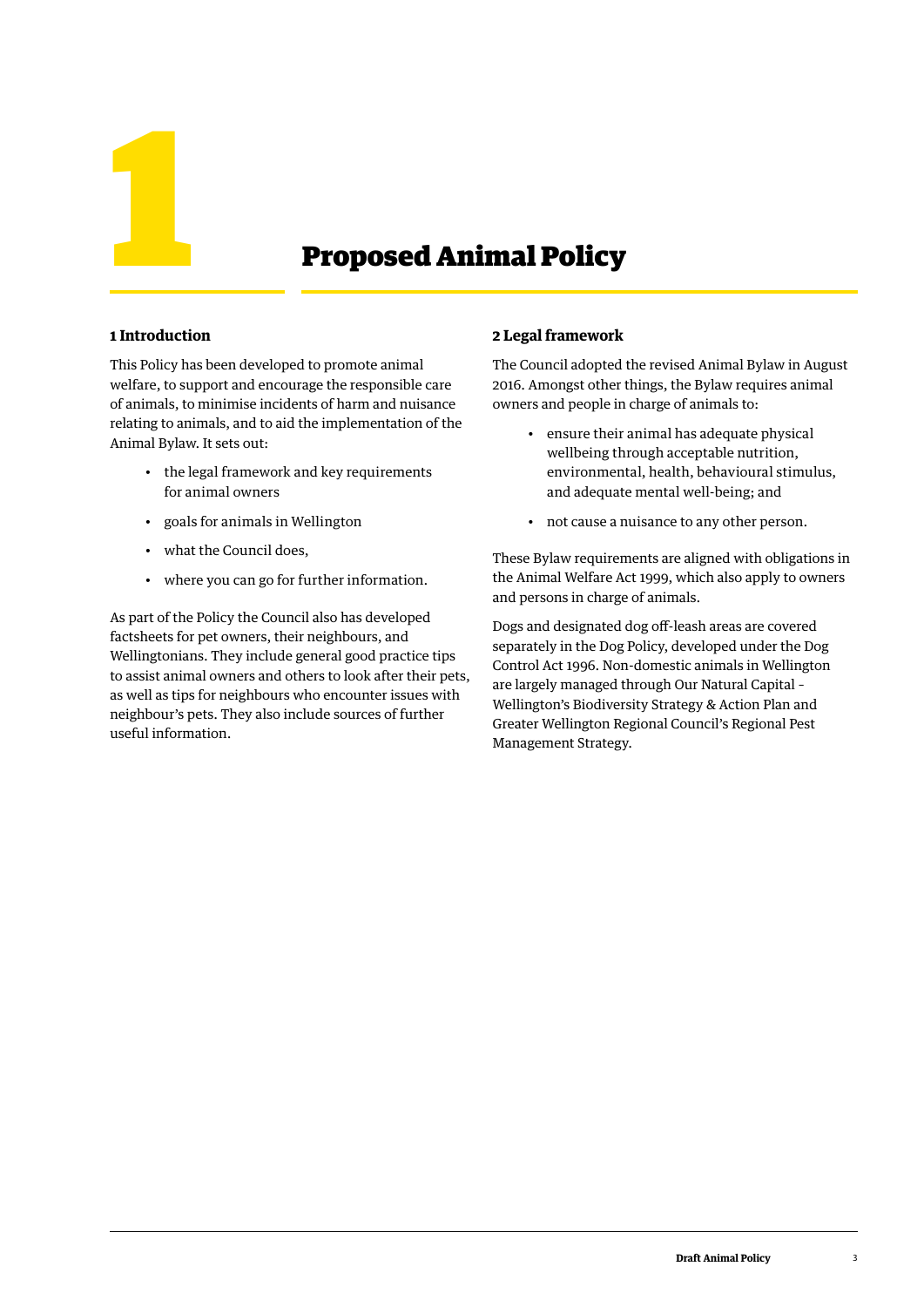# 1 Proposed Animal Policy

## 1 Introduction

This Policy has been developed to promote animal welfare, to support and encourage the responsible care of animals, to minimise incidents of harm and nuisance relating to animals, and to aid the implementation of the Animal Bylaw. It sets out:

- the legal framework and key requirements for animal owners
- goals for animals in Wellington
- what the Council does,
- where you can go for further information.

As part of the Policy the Council also has developed factsheets for pet owners, their neighbours, and Wellingtonians. They include general good practice tips to assist animal owners and others to look after their pets, as well as tips for neighbours who encounter issues with neighbour's pets. They also include sources of further useful information.

## 2 Legal framework

The Council adopted the revised Animal Bylaw in August 2016. Amongst other things, the Bylaw requires animal owners and people in charge of animals to:

- ensure their animal has adequate physical wellbeing through acceptable nutrition, environmental, health, behavioural stimulus, and adequate mental well-being; and
- not cause a nuisance to any other person.

These Bylaw requirements are aligned with obligations in the Animal Welfare Act 1999, which also apply to owners and persons in charge of animals.

Dogs and designated dog off-leash areas are covered separately in the Dog Policy, developed under the Dog Control Act 1996. Non-domestic animals in Wellington are largely managed through Our Natural Capital - Wellington's Biodiversity Strategy & Action Plan and Greater Wellington Regional Council's Regional Pest Management Strategy.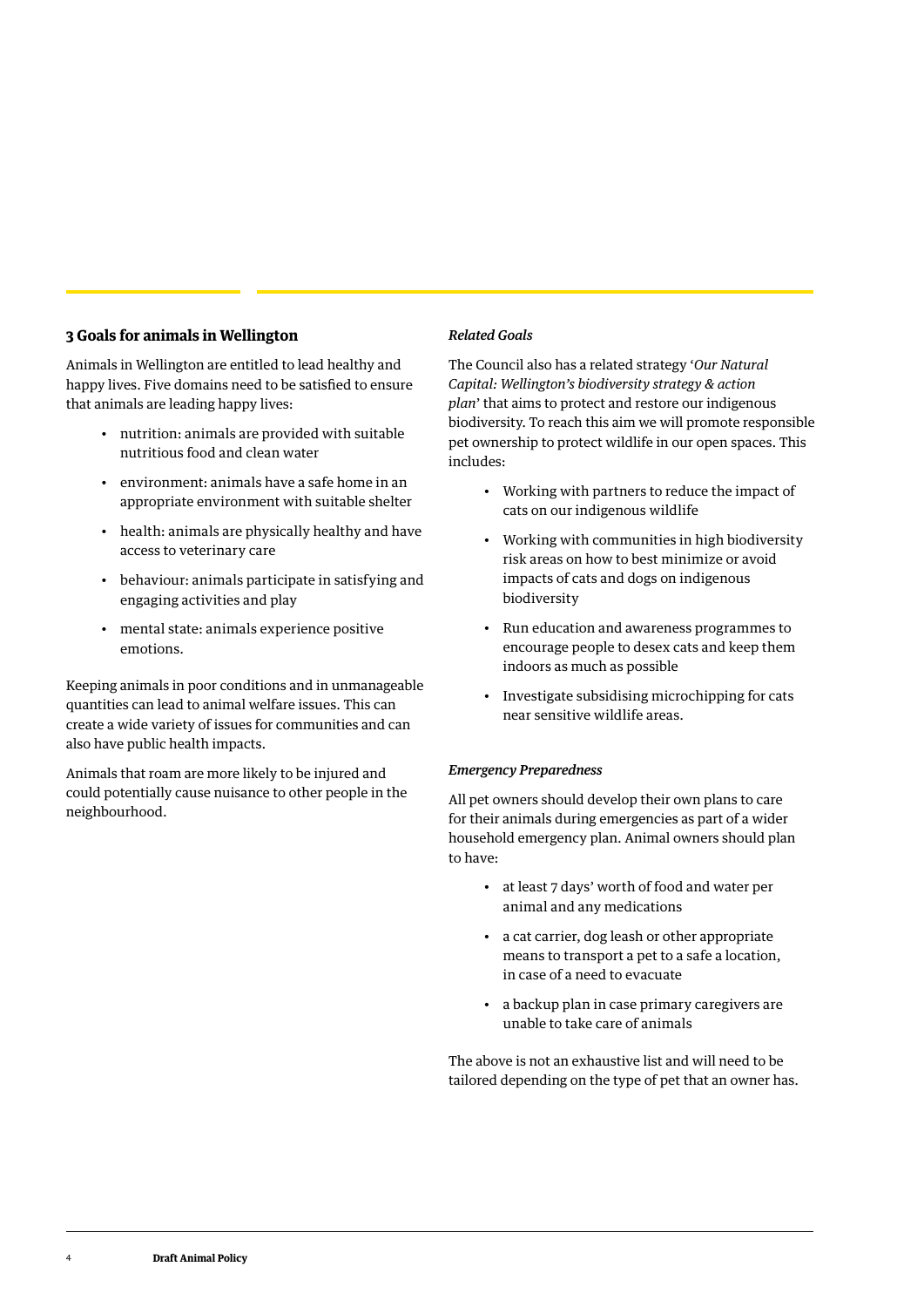## 3 Goals for animals in Wellington

Animals in Wellington are entitled to lead healthy and happy lives. Five domains need to be satisfied to ensure that animals are leading happy lives:

- nutrition: animals are provided with suitable nutritious food and clean water
- environment: animals have a safe home in an appropriate environment with suitable shelter
- health: animals are physically healthy and have access to veterinary care
- behaviour: animals participate in satisfying and engaging activities and play
- mental state: animals experience positive emotions.

Keeping animals in poor conditions and in unmanageable quantities can lead to animal welfare issues. This can create a wide variety of issues for communities and can also have public health impacts.

Animals that roam are more likely to be injured and could potentially cause nuisance to other people in the neighbourhood.

### *Related Goals*

The Council also has a related strategy '*Our Natural Capital: Wellington's biodiversity strategy & action plan*' that aims to protect and restore our indigenous biodiversity. To reach this aim we will promote responsible pet ownership to protect wildlife in our open spaces. This includes:

- Working with partners to reduce the impact of cats on our indigenous wildlife
- Working with communities in high biodiversity risk areas on how to best minimize or avoid impacts of cats and dogs on indigenous biodiversity
- Run education and awareness programmes to encourage people to desex cats and keep them indoors as much as possible
- Investigate subsidising microchipping for cats near sensitive wildlife areas.

### *Emergency Preparedness*

All pet owners should develop their own plans to care for their animals during emergencies as part of a wider household emergency plan. Animal owners should plan to have:

- at least 7 days' worth of food and water per animal and any medications
- a cat carrier, dog leash or other appropriate means to transport a pet to a safe a location, in case of a need to evacuate
- a backup plan in case primary caregivers are unable to take care of animals

The above is not an exhaustive list and will need to be tailored depending on the type of pet that an owner has.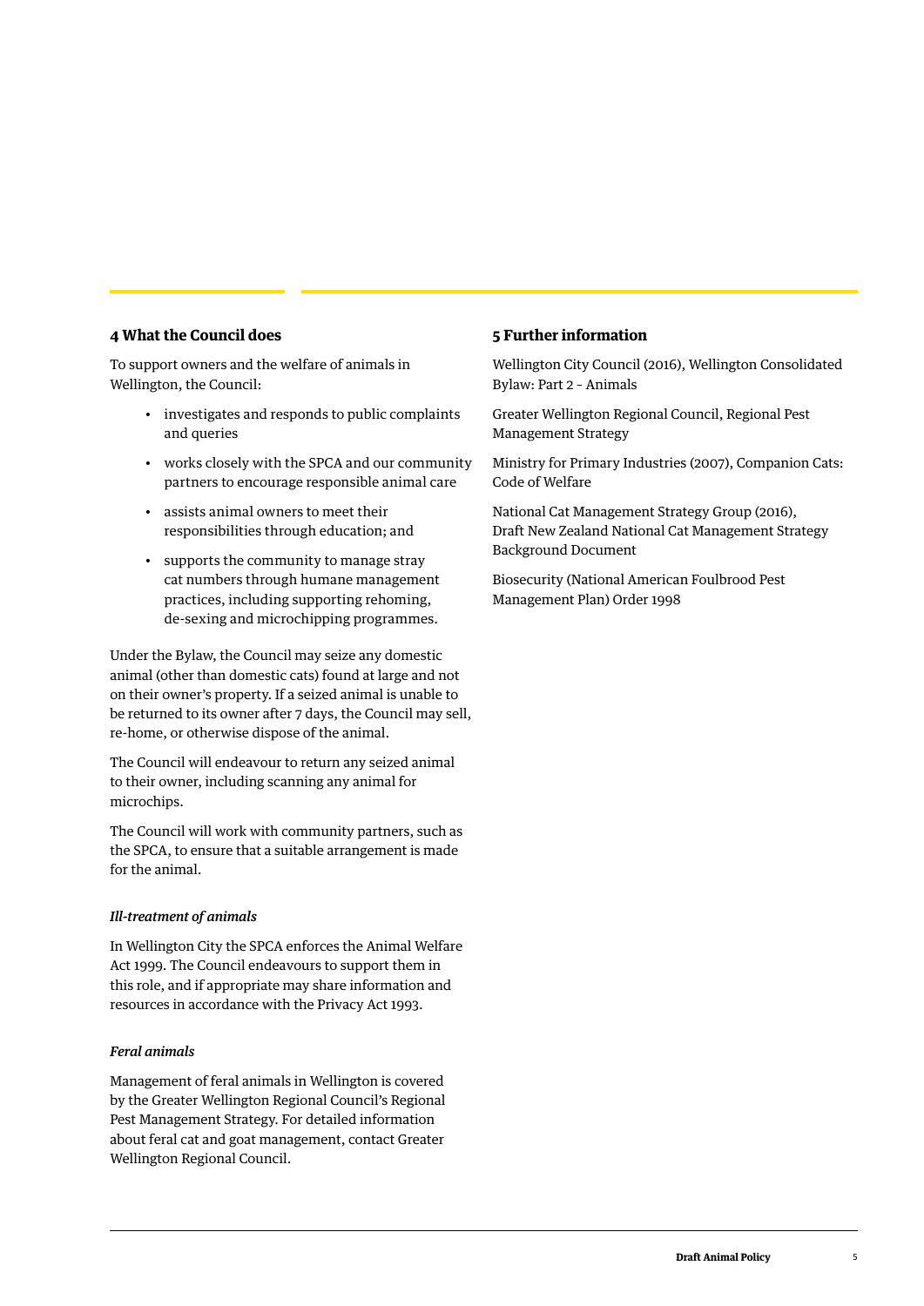## 4 What the Council does

To support owners and the welfare of animals in Wellington, the Council:

- investigates and responds to public complaints and queries
- works closely with the SPCA and our community partners to encourage responsible animal care
- assists animal owners to meet their responsibilities through education; and
- supports the community to manage stray cat numbers through humane management practices, including supporting rehoming, de-sexing and microchipping programmes.

Under the Bylaw, the Council may seize any domestic animal (other than domestic cats) found at large and not on their owner's property. If a seized animal is unable to be returned to its owner after 7 days, the Council may sell, re-home, or otherwise dispose of the animal.

The Council will endeavour to return any seized animal to their owner, including scanning any animal for microchips.

The Council will work with community partners, such as the SPCA, to ensure that a suitable arrangement is made for the animal.

### *Ill-treatment of animals*

In Wellington City the SPCA enforces the Animal Welfare Act 1999. The Council endeavours to support them in this role, and if appropriate may share information and resources in accordance with the Privacy Act 1993.

### *Feral animals*

Management of feral animals in Wellington is covered by the Greater Wellington Regional Council's Regional Pest Management Strategy. For detailed information about feral cat and goat management, contact Greater Wellington Regional Council.

## 5 Further information

Wellington City Council (2016), Wellington Consolidated Bylaw: Part 2 - Animals

Greater Wellington Regional Council, Regional Pest Management Strategy

Ministry for Primary Industries (2007), Companion Cats: Code of Welfare

National Cat Management Strategy Group (2016), Draft New Zealand National Cat Management Strategy Background Document

Biosecurity (National American Foulbrood Pest Management Plan) Order 1998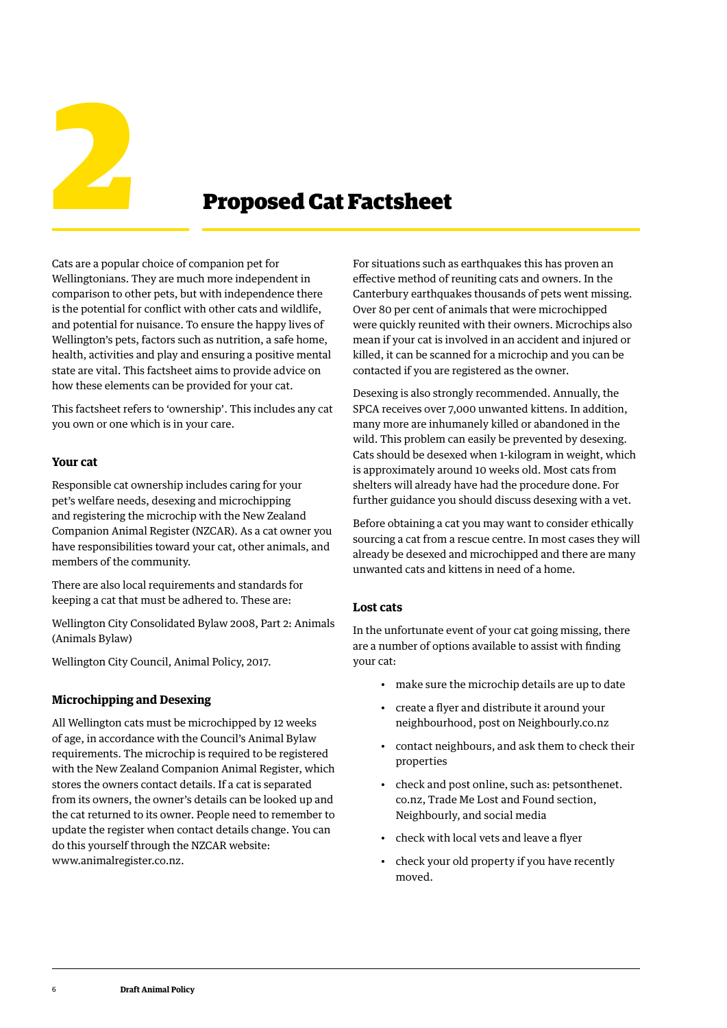# 2 Proposed Cat Factsheet

Cats are a popular choice of companion pet for Wellingtonians. They are much more independent in comparison to other pets, but with independence there is the potential for conflict with other cats and wildlife, and potential for nuisance. To ensure the happy lives of Wellington's pets, factors such as nutrition, a safe home, health, activities and play and ensuring a positive mental state are vital. This factsheet aims to provide advice on how these elements can be provided for your cat.

This factsheet refers to 'ownership'. This includes any cat you own or one which is in your care.

### Your cat

Responsible cat ownership includes caring for your pet's welfare needs, desexing and microchipping and registering the microchip with the New Zealand Companion Animal Register (NZCAR). As a cat owner you have responsibilities toward your cat, other animals, and members of the community.

There are also local requirements and standards for keeping a cat that must be adhered to. These are:

Wellington City Consolidated Bylaw 2008, Part 2: Animals (Animals Bylaw)

Wellington City Council, Animal Policy, 2017.

### Microchipping and Desexing

All Wellington cats must be microchipped by 12 weeks of age, in accordance with the Council's Animal Bylaw requirements. The microchip is required to be registered with the New Zealand Companion Animal Register, which stores the owners contact details. If a cat is separated from its owners, the owner's details can be looked up and the cat returned to its owner. People need to remember to update the register when contact details change. You can do this yourself through the NZCAR website: www.animalregister.co.nz.

For situations such as earthquakes this has proven an effective method of reuniting cats and owners. In the Canterbury earthquakes thousands of pets went missing. Over 80 per cent of animals that were microchipped were quickly reunited with their owners. Microchips also mean if your cat is involved in an accident and injured or killed, it can be scanned for a microchip and you can be contacted if you are registered as the owner.

Desexing is also strongly recommended. Annually, the SPCA receives over 7,000 unwanted kittens. In addition, many more are inhumanely killed or abandoned in the wild. This problem can easily be prevented by desexing. Cats should be desexed when 1-kilogram in weight, which is approximately around 10 weeks old. Most cats from shelters will already have had the procedure done. For further guidance you should discuss desexing with a vet.

Before obtaining a cat you may want to consider ethically sourcing a cat from a rescue centre. In most cases they will already be desexed and microchipped and there are many unwanted cats and kittens in need of a home.

### Lost cats

In the unfortunate event of your cat going missing, there are a number of options available to assist with finding your cat:

- make sure the microchip details are up to date
- create a flyer and distribute it around your neighbourhood, post on Neighbourly.co.nz
- contact neighbours, and ask them to check their properties
- check and post online, such as: petsonthenet.co.nz, Trade Me Lost and Found section, Neighbourly, and social media
- check with local vets and leave a flyer
- check your old property if you have recently moved.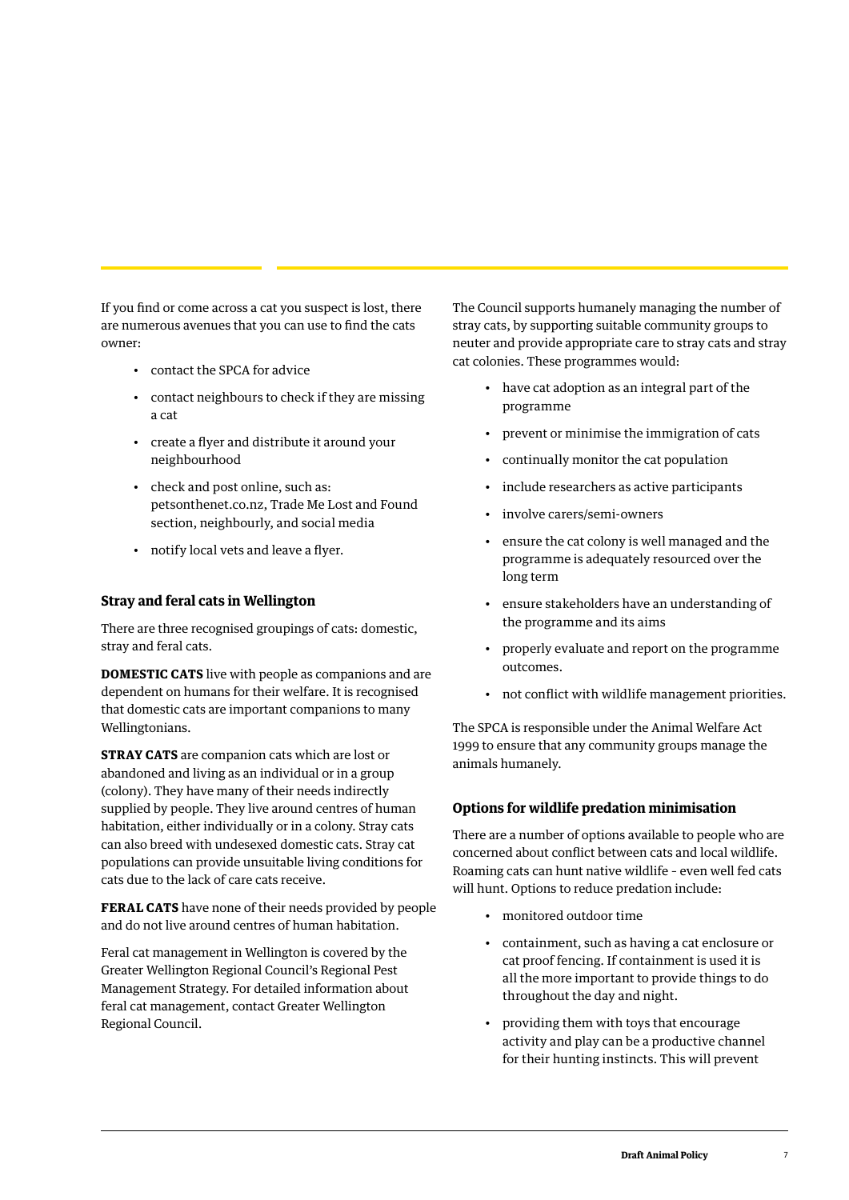If you find or come across a cat you suspect is lost, there are numerous avenues that you can use to find the cats owner:

- contact the SPCA for advice
- contact neighbours to check if they are missing a cat
- create a flyer and distribute it around your neighbourhood
- check and post online, such as: petsonthenet.co.nz, Trade Me Lost and Found section, neighbourly, and social media
- notify local vets and leave a flyer.

### Stray and feral cats in Wellington

There are three recognised groupings of cats: domestic, stray and feral cats.

**DOMESTIC CATS** live with people as companions and are dependent on humans for their welfare. It is recognised that domestic cats are important companions to many Wellingtonians.

**STRAY CATS** are companion cats which are lost or abandoned and living as an individual or in a group (colony). They have many of their needs indirectly supplied by people. They live around centres of human habitation, either individually or in a colony. Stray cats can also breed with undesexed domestic cats. Stray cat populations can provide unsuitable living conditions for cats due to the lack of care cats receive.

**FERAL CATS** have none of their needs provided by people and do not live around centres of human habitation.

Feral cat management in Wellington is covered by the Greater Wellington Regional Council's Regional Pest Management Strategy. For detailed information about feral cat management, contact Greater Wellington Regional Council.

The Council supports humanely managing the number of stray cats, by supporting suitable community groups to neuter and provide appropriate care to stray cats and stray cat colonies. These programmes would:

- have cat adoption as an integral part of the programme
- prevent or minimise the immigration of cats
- continually monitor the cat population
- include researchers as active participants
- involve carers/semi-owners
- ensure the cat colony is well managed and the programme is adequately resourced over the long term
- ensure stakeholders have an understanding of the programme and its aims
- properly evaluate and report on the programme outcomes.
- not conflict with wildlife management priorities.

The SPCA is responsible under the Animal Welfare Act 1999 to ensure that any community groups manage the animals humanely.

### Options for wildlife predation minimisation

There are a number of options available to people who are concerned about conflict between cats and local wildlife. Roaming cats can hunt native wildlife - even well fed cats will hunt. Options to reduce predation include:

- monitored outdoor time
- containment, such as having a cat enclosure or cat proof fencing. If containment is used it is all the more important to provide things to do throughout the day and night.
- providing them with toys that encourage activity and play can be a productive channel for their hunting instincts. This will prevent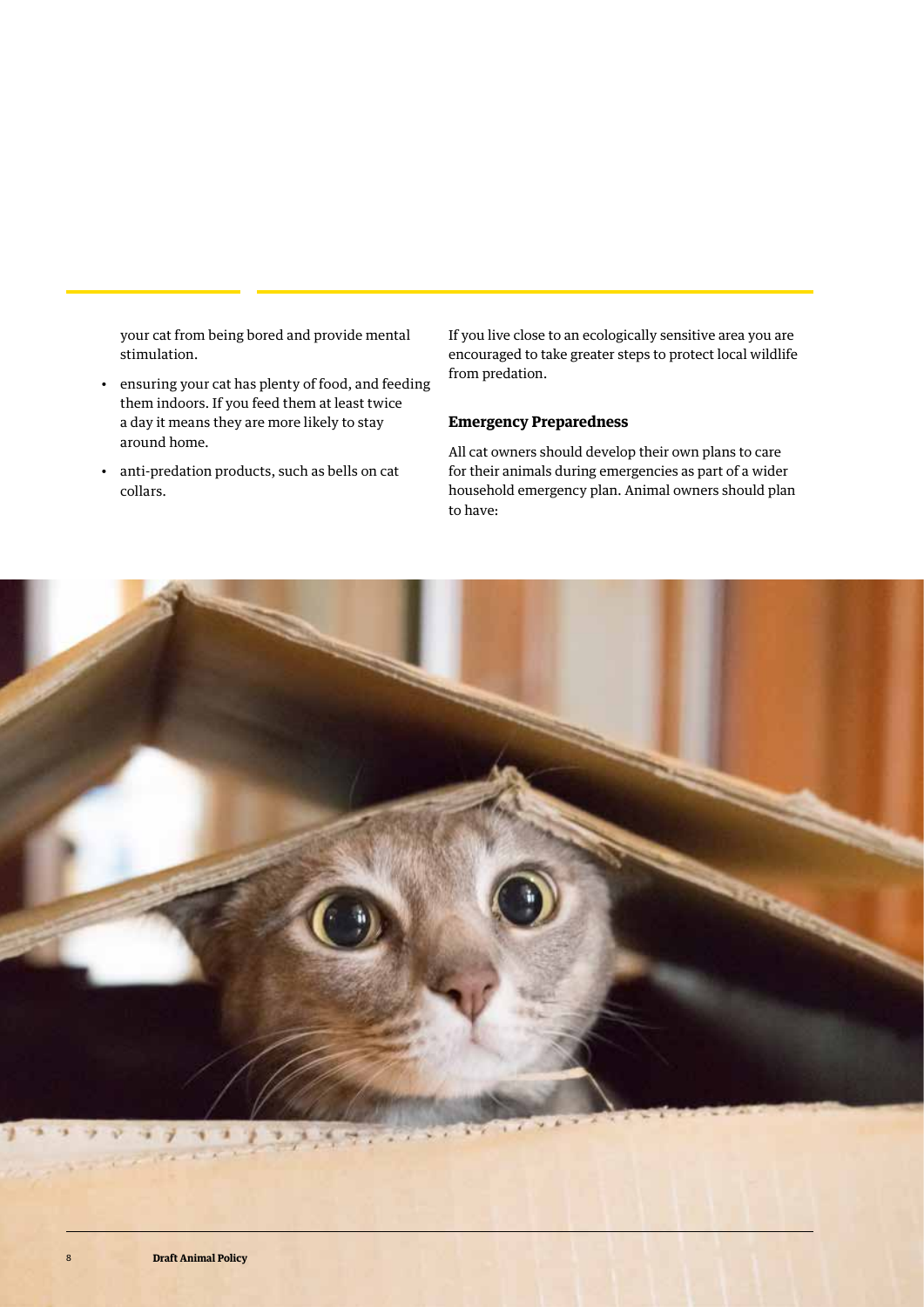your cat from being bored and provide mental stimulation.

- ensuring your cat has plenty of food, and feeding them indoors. If you feed them at least twice a day it means they are more likely to stay around home.
- anti-predation products, such as bells on cat collars.

If you live close to an ecologically sensitive area you are encouraged to take greater steps to protect local wildlife from predation.

### Emergency Preparedness

All cat owners should develop their own plans to care for their animals during emergencies as part of a wider household emergency plan. Animal owners should plan to have: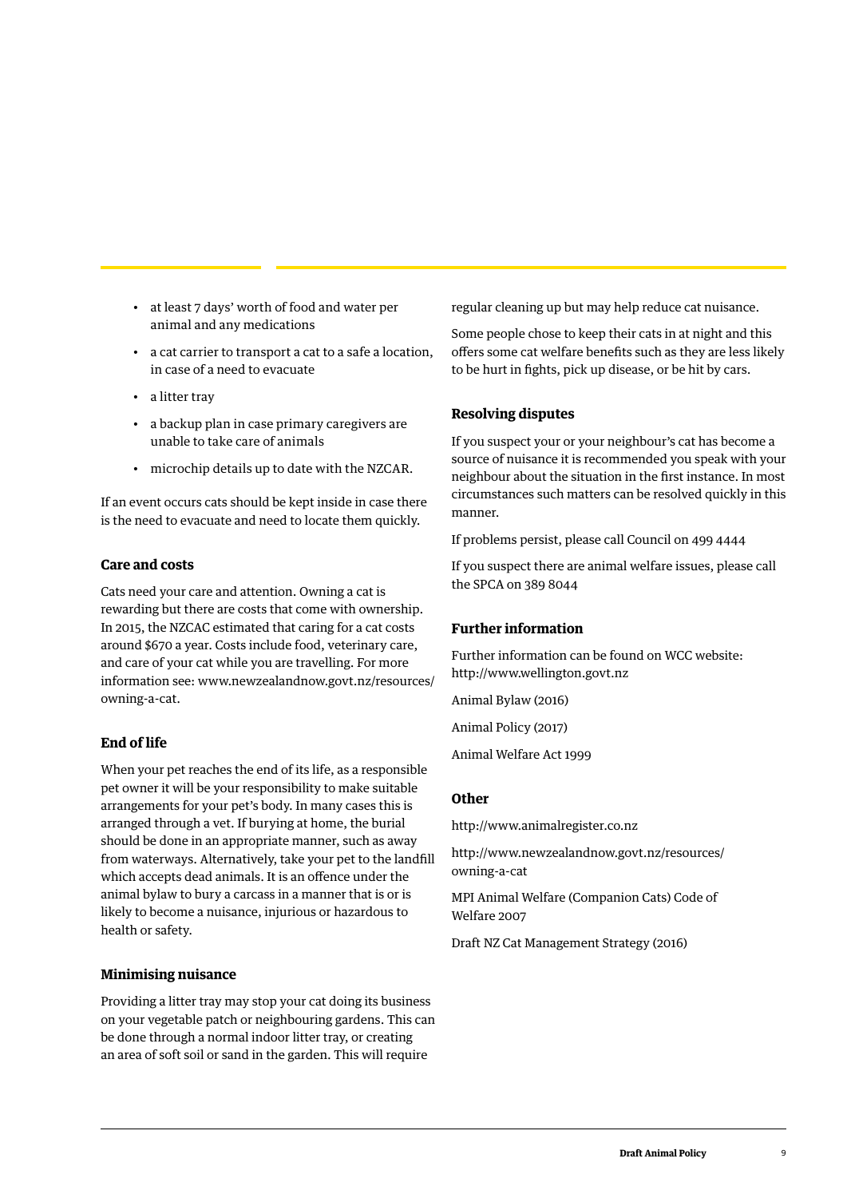- at least 7 days' worth of food and water per animal and any medications
- a cat carrier to transport a cat to a safe a location, in case of a need to evacuate
- a litter tray
- a backup plan in case primary caregivers are unable to take care of animals
- microchip details up to date with the NZCAR.

If an event occurs cats should be kept inside in case there is the need to evacuate and need to locate them quickly.

### Care and costs

Cats need your care and attention. Owning a cat is rewarding but there are costs that come with ownership. In 2015, the NZCAC estimated that caring for a cat costs around $670 a year. Costs include food, veterinary care, and care of your cat while you are travelling. For more information see: www.newzealandnow.govt.nz/resources/owning-a-cat.

### End of life

When your pet reaches the end of its life, as a responsible pet owner it will be your responsibility to make suitable arrangements for your pet's body. In many cases this is arranged through a vet. If burying at home, the burial should be done in an appropriate manner, such as away from waterways. Alternatively, take your pet to the landfill which accepts dead animals. It is an offence under the animal bylaw to bury a carcass in a manner that is or is likely to become a nuisance, injurious or hazardous to health or safety.

### Minimising nuisance

Providing a litter tray may stop your cat doing its business on your vegetable patch or neighbouring gardens. This can be done through a normal indoor litter tray, or creating an area of soft soil or sand in the garden. This will require regular cleaning up but may help reduce cat nuisance.

Some people chose to keep their cats in at night and this offers some cat welfare benefits such as they are less likely to be hurt in fights, pick up disease, or be hit by cars.

### Resolving disputes

If you suspect your or your neighbour's cat has become a source of nuisance it is recommended you speak with your neighbour about the situation in the first instance. In most circumstances such matters can be resolved quickly in this manner.

If problems persist, please call Council on 499 4444

If you suspect there are animal welfare issues, please call the SPCA on 389 8044

### Further information

Further information can be found on WCC website: http://www.wellington.govt.nz

Animal Bylaw (2016)

Animal Policy (2017)

Animal Welfare Act 1999

### Other

http://www.animalregister.co.nz

http://www.newzealandnow.govt.nz/resources/owning-a-cat

MPI Animal Welfare (Companion Cats) Code of Welfare 2007

Draft NZ Cat Management Strategy (2016)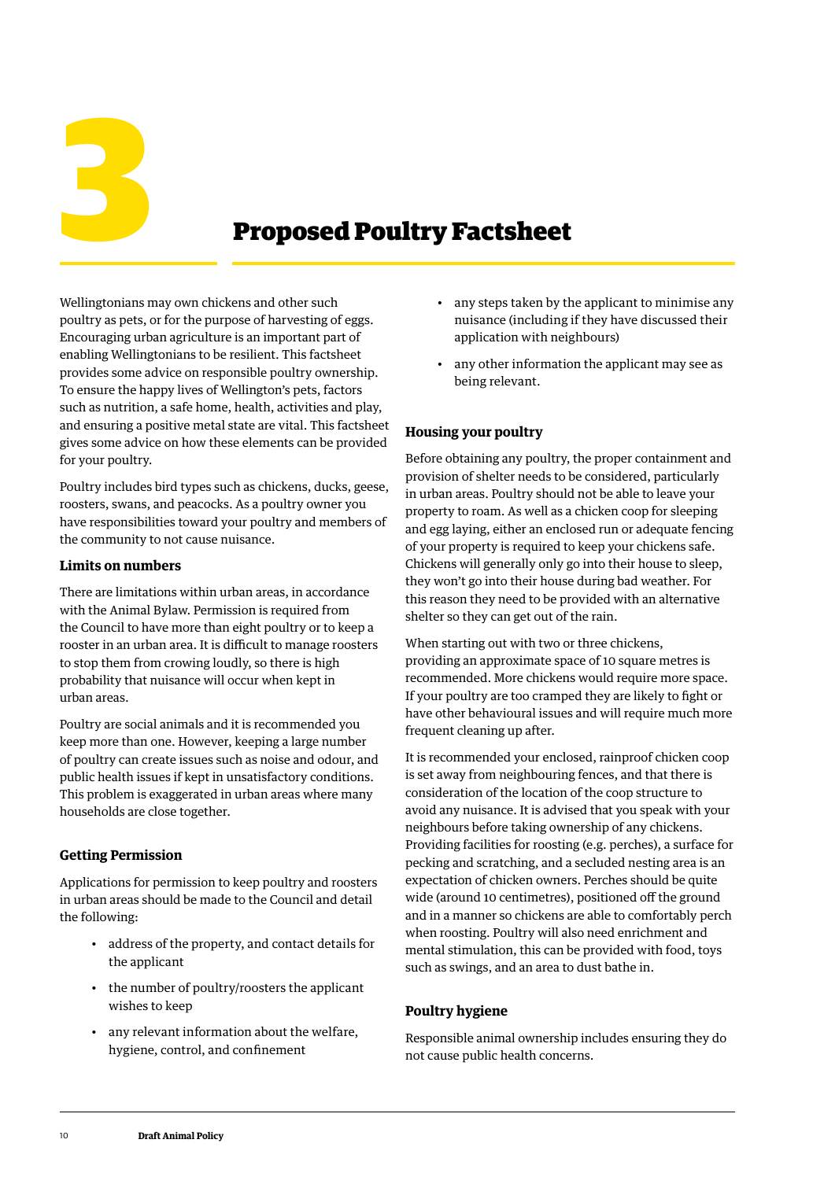# 3 Proposed Poultry Factsheet

Wellingtonians may own chickens and other such poultry as pets, or for the purpose of harvesting of eggs. Encouraging urban agriculture is an important part of enabling Wellingtonians to be resilient. This factsheet provides some advice on responsible poultry ownership. To ensure the happy lives of Wellington's pets, factors such as nutrition, a safe home, health, activities and play, and ensuring a positive metal state are vital. This factsheet gives some advice on how these elements can be provided for your poultry.

Poultry includes bird types such as chickens, ducks, geese, roosters, swans, and peacocks. As a poultry owner you have responsibilities toward your poultry and members of the community to not cause nuisance.

### Limits on numbers

There are limitations within urban areas, in accordance with the Animal Bylaw. Permission is required from the Council to have more than eight poultry or to keep a rooster in an urban area. It is difficult to manage roosters to stop them from crowing loudly, so there is high probability that nuisance will occur when kept in urban areas.

Poultry are social animals and it is recommended you keep more than one. However, keeping a large number of poultry can create issues such as noise and odour, and public health issues if kept in unsatisfactory conditions. This problem is exaggerated in urban areas where many households are close together.

### Getting Permission

Applications for permission to keep poultry and roosters in urban areas should be made to the Council and detail the following:

- address of the property, and contact details for the applicant
- the number of poultry/roosters the applicant wishes to keep
- any relevant information about the welfare, hygiene, control, and confinement
- any steps taken by the applicant to minimise any nuisance (including if they have discussed their application with neighbours)
- any other information the applicant may see as being relevant.

### Housing your poultry

Before obtaining any poultry, the proper containment and provision of shelter needs to be considered, particularly in urban areas. Poultry should not be able to leave your property to roam. As well as a chicken coop for sleeping and egg laying, either an enclosed run or adequate fencing of your property is required to keep your chickens safe. Chickens will generally only go into their house to sleep, they won't go into their house during bad weather. For this reason they need to be provided with an alternative shelter so they can get out of the rain.

When starting out with two or three chickens, providing an approximate space of 10 square metres is recommended. More chickens would require more space. If your poultry are too cramped they are likely to fight or have other behavioural issues and will require much more frequent cleaning up after.

It is recommended your enclosed, rainproof chicken coop is set away from neighbouring fences, and that there is consideration of the location of the coop structure to avoid any nuisance. It is advised that you speak with your neighbours before taking ownership of any chickens. Providing facilities for roosting (e.g. perches), a surface for pecking and scratching, and a secluded nesting area is an expectation of chicken owners. Perches should be quite wide (around 10 centimetres), positioned off the ground and in a manner so chickens are able to comfortably perch when roosting. Poultry will also need enrichment and mental stimulation, this can be provided with food, toys such as swings, and an area to dust bathe in.

### Poultry hygiene

Responsible animal ownership includes ensuring they do not cause public health concerns.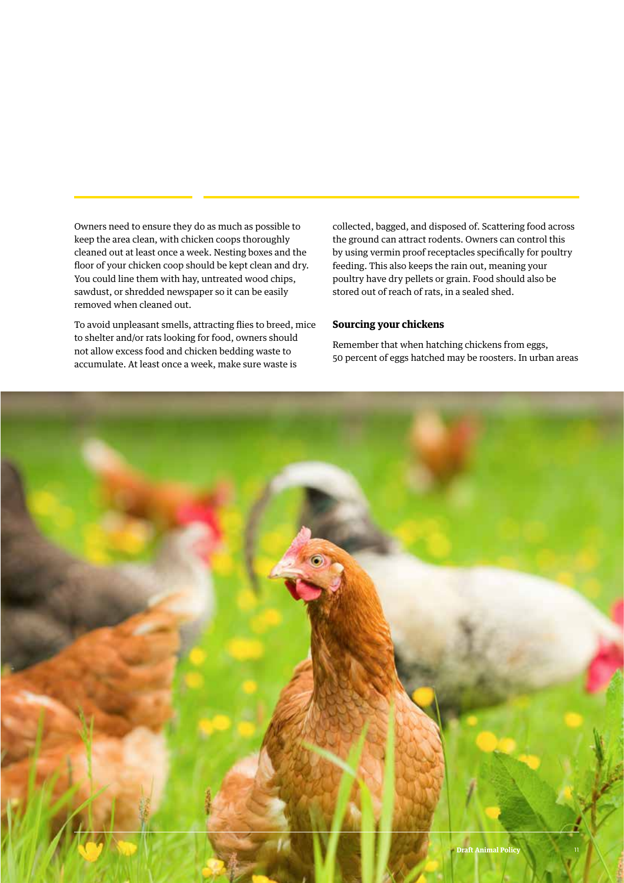Owners need to ensure they do as much as possible to keep the area clean, with chicken coops thoroughly cleaned out at least once a week. Nesting boxes and the floor of your chicken coop should be kept clean and dry. You could line them with hay, untreated wood chips, sawdust, or shredded newspaper so it can be easily removed when cleaned out.

To avoid unpleasant smells, attracting flies to breed, mice to shelter and/or rats looking for food, owners should not allow excess food and chicken bedding waste to accumulate. At least once a week, make sure waste is collected, bagged, and disposed of. Scattering food across the ground can attract rodents. Owners can control this by using vermin proof receptacles specifically for poultry feeding. This also keeps the rain out, meaning your poultry have dry pellets or grain. Food should also be stored out of reach of rats, in a sealed shed.

### Sourcing your chickens

Remember that when hatching chickens from eggs, 50 percent of eggs hatched may be roosters. In urban areas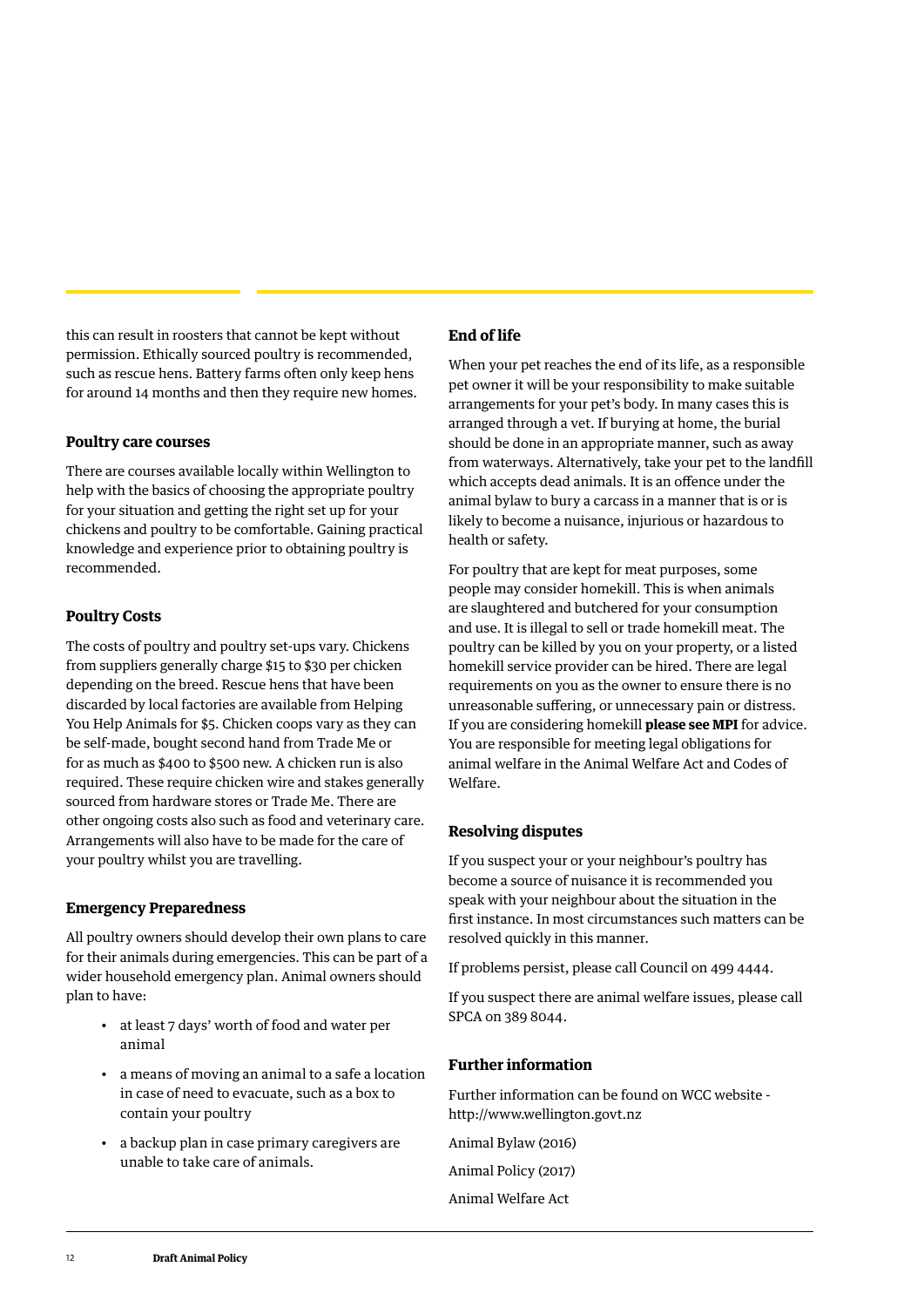this can result in roosters that cannot be kept without permission. Ethically sourced poultry is recommended, such as rescue hens. Battery farms often only keep hens for around 14 months and then they require new homes.

### Poultry care courses

There are courses available locally within Wellington to help with the basics of choosing the appropriate poultry for your situation and getting the right set up for your chickens and poultry to be comfortable. Gaining practical knowledge and experience prior to obtaining poultry is recommended.

### Poultry Costs

The costs of poultry and poultry set-ups vary. Chickens from suppliers generally charge $15 to $30 per chicken depending on the breed. Rescue hens that have been discarded by local factories are available from Helping You Help Animals for $5. Chicken coops vary as they can be self-made, bought second hand from Trade Me or for as much as $400 to $500 new. A chicken run is also required. These require chicken wire and stakes generally sourced from hardware stores or Trade Me. There are other ongoing costs also such as food and veterinary care. Arrangements will also have to be made for the care of your poultry whilst you are travelling.

### Emergency Preparedness

All poultry owners should develop their own plans to care for their animals during emergencies. This can be part of a wider household emergency plan. Animal owners should plan to have:

- at least 7 days' worth of food and water per animal
- a means of moving an animal to a safe a location in case of need to evacuate, such as a box to contain your poultry
- a backup plan in case primary caregivers are unable to take care of animals.

### End of life

When your pet reaches the end of its life, as a responsible pet owner it will be your responsibility to make suitable arrangements for your pet's body. In many cases this is arranged through a vet. If burying at home, the burial should be done in an appropriate manner, such as away from waterways. Alternatively, take your pet to the landfill which accepts dead animals. It is an offence under the animal bylaw to bury a carcass in a manner that is or is likely to become a nuisance, injurious or hazardous to health or safety.

For poultry that are kept for meat purposes, some people may consider homekill. This is when animals are slaughtered and butchered for your consumption and use. It is illegal to sell or trade homekill meat. The poultry can be killed by you on your property, or a listed homekill service provider can be hired. There are legal requirements on you as the owner to ensure there is no unreasonable suffering, or unnecessary pain or distress. If you are considering homekill **please see MPI** for advice. You are responsible for meeting legal obligations for animal welfare in the Animal Welfare Act and Codes of Welfare.

### Resolving disputes

If you suspect your or your neighbour's poultry has become a source of nuisance it is recommended you speak with your neighbour about the situation in the first instance. In most circumstances such matters can be resolved quickly in this manner.

If problems persist, please call Council on 499 4444.

If you suspect there are animal welfare issues, please call SPCA on 389 8044.

### Further information

Further information can be found on WCC website - http://www.wellington.govt.nz

Animal Bylaw (2016)

Animal Policy (2017)

Animal Welfare Act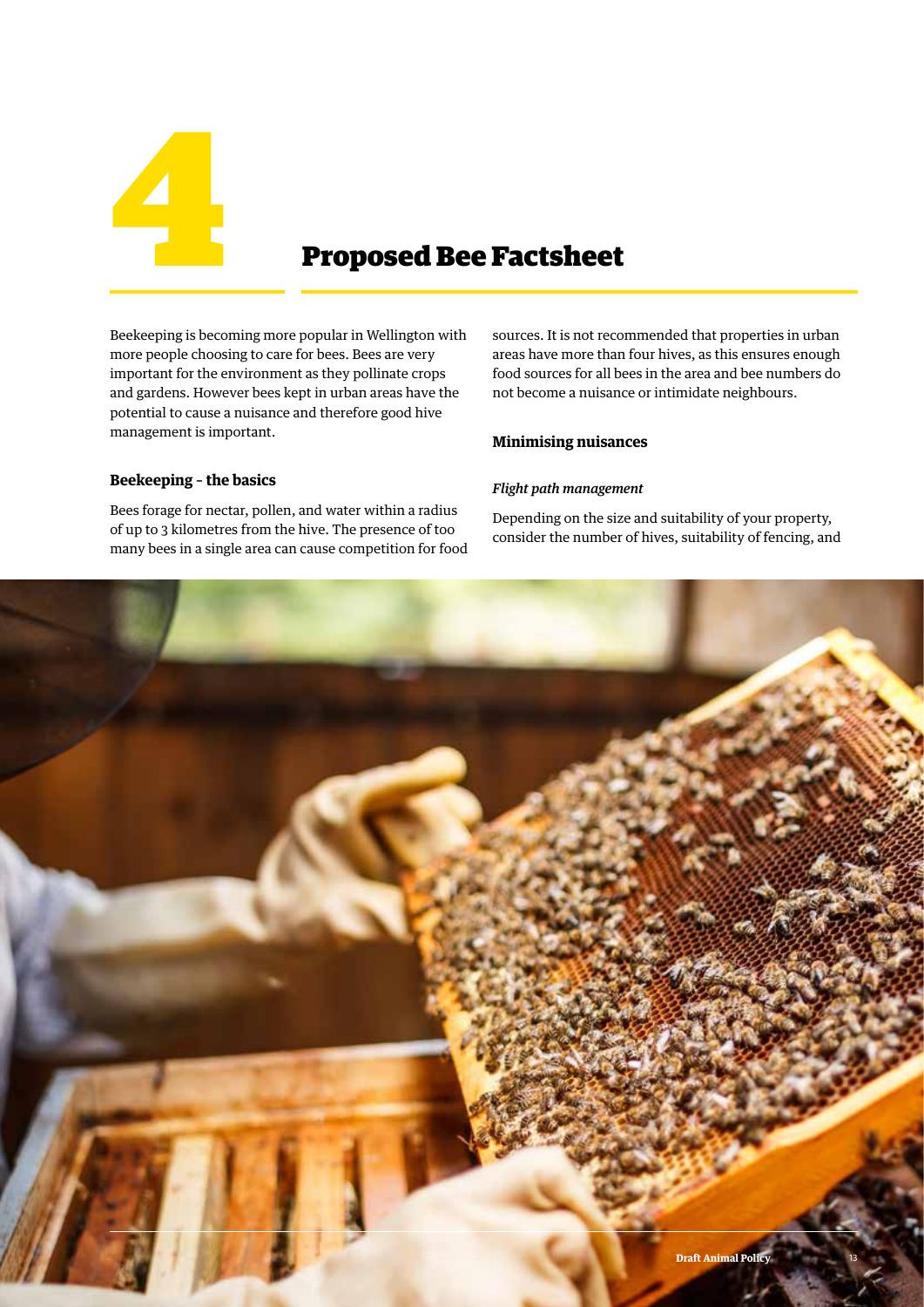# 4 Proposed Bee Factsheet

Beekeeping is becoming more popular in Wellington with more people choosing to care for bees. Bees are very important for the environment as they pollinate crops and gardens. However bees kept in urban areas have the potential to cause a nuisance and therefore good hive management is important.

### Beekeeping – the basics

Bees forage for nectar, pollen, and water within a radius of up to 3 kilometres from the hive. The presence of too many bees in a single area can cause competition for food sources. It is not recommended that properties in urban areas have more than four hives, as this ensures enough food sources for all bees in the area and bee numbers do not become a nuisance or intimidate neighbours.

### Minimising nuisances

*Flight path management*

Depending on the size and suitability of your property, consider the number of hives, suitability of fencing, and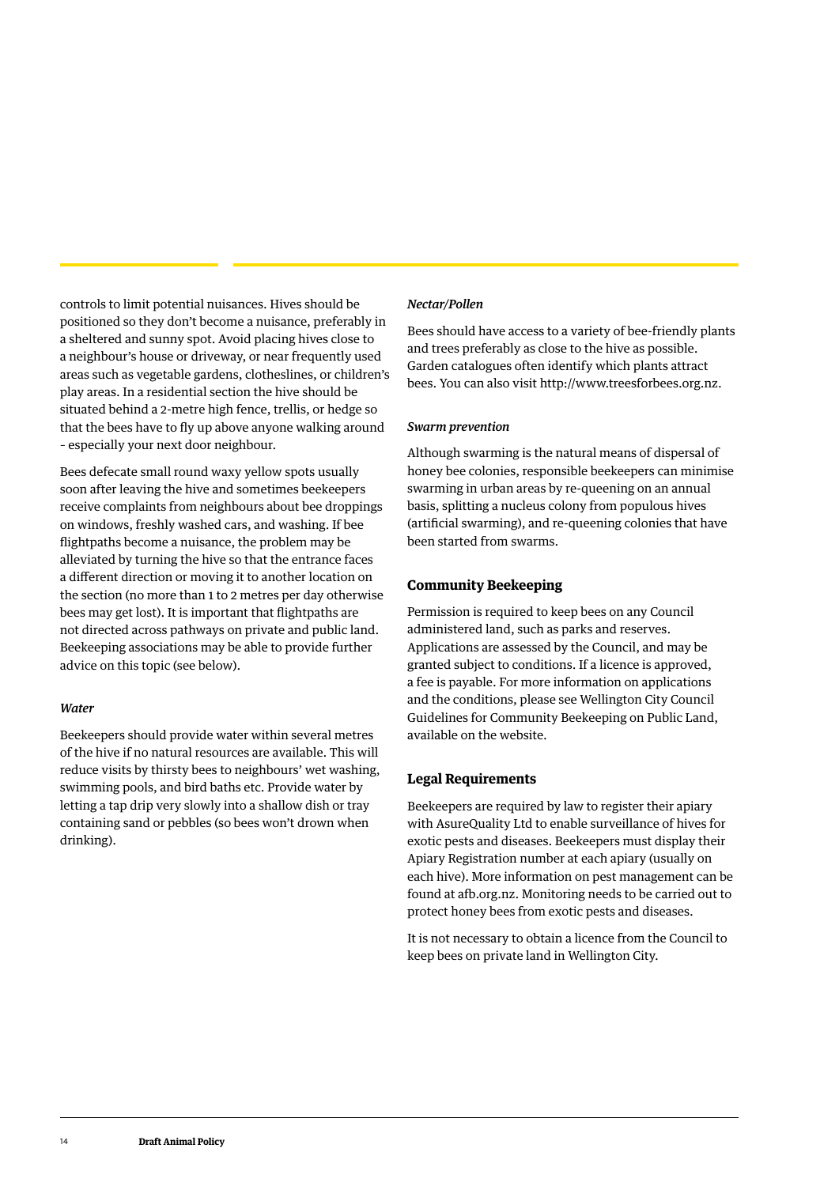controls to limit potential nuisances. Hives should be positioned so they don't become a nuisance, preferably in a sheltered and sunny spot. Avoid placing hives close to a neighbour's house or driveway, or near frequently used areas such as vegetable gardens, clotheslines, or children's play areas. In a residential section the hive should be situated behind a 2-metre high fence, trellis, or hedge so that the bees have to fly up above anyone walking around - especially your next door neighbour.

Bees defecate small round waxy yellow spots usually soon after leaving the hive and sometimes beekeepers receive complaints from neighbours about bee droppings on windows, freshly washed cars, and washing. If bee flightpaths become a nuisance, the problem may be alleviated by turning the hive so that the entrance faces a different direction or moving it to another location on the section (no more than 1 to 2 metres per day otherwise bees may get lost). It is important that flightpaths are not directed across pathways on private and public land. Beekeeping associations may be able to provide further advice on this topic (see below).

*Water*

Beekeepers should provide water within several metres of the hive if no natural resources are available. This will reduce visits by thirsty bees to neighbours' wet washing, swimming pools, and bird baths etc. Provide water by letting a tap drip very slowly into a shallow dish or tray containing sand or pebbles (so bees won't drown when drinking).

*Nectar/Pollen*

Bees should have access to a variety of bee-friendly plants and trees preferably as close to the hive as possible. Garden catalogues often identify which plants attract bees. You can also visit http://www.treesforbees.org.nz.

*Swarm prevention*

Although swarming is the natural means of dispersal of honey bee colonies, responsible beekeepers can minimise swarming in urban areas by re-queening on an annual basis, splitting a nucleus colony from populous hives (artificial swarming), and re-queening colonies that have been started from swarms.

### Community Beekeeping

Permission is required to keep bees on any Council administered land, such as parks and reserves. Applications are assessed by the Council, and may be granted subject to conditions. If a licence is approved, a fee is payable. For more information on applications and the conditions, please see Wellington City Council Guidelines for Community Beekeeping on Public Land, available on the website.

### Legal Requirements

Beekeepers are required by law to register their apiary with AsureQuality Ltd to enable surveillance of hives for exotic pests and diseases. Beekeepers must display their Apiary Registration number at each apiary (usually on each hive). More information on pest management can be found at afb.org.nz. Monitoring needs to be carried out to protect honey bees from exotic pests and diseases.

It is not necessary to obtain a licence from the Council to keep bees on private land in Wellington City.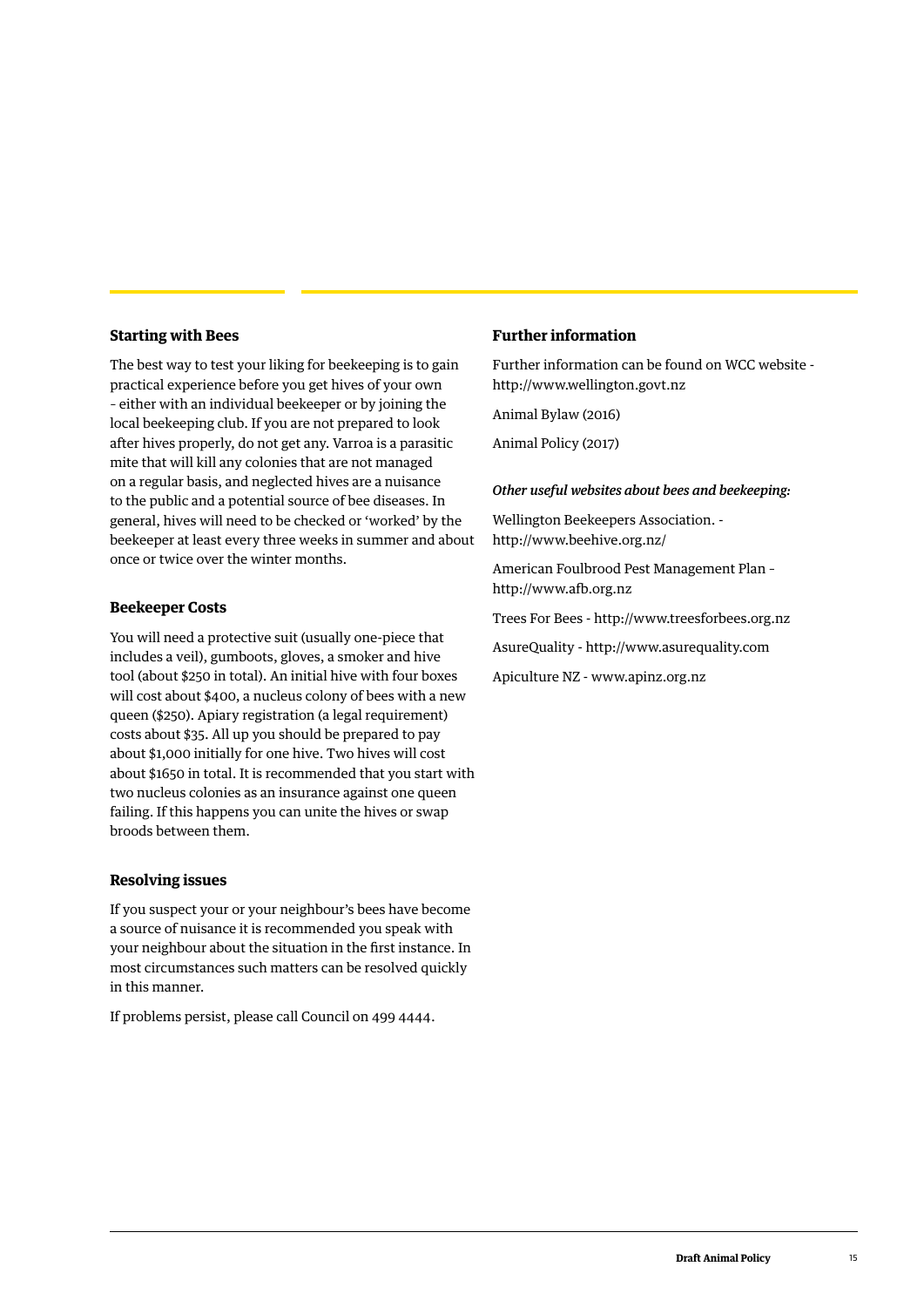### Starting with Bees

The best way to test your liking for beekeeping is to gain practical experience before you get hives of your own - either with an individual beekeeper or by joining the local beekeeping club. If you are not prepared to look after hives properly, do not get any. Varroa is a parasitic mite that will kill any colonies that are not managed on a regular basis, and neglected hives are a nuisance to the public and a potential source of bee diseases. In general, hives will need to be checked or 'worked' by the beekeeper at least every three weeks in summer and about once or twice over the winter months.

### Beekeeper Costs

You will need a protective suit (usually one-piece that includes a veil), gumboots, gloves, a smoker and hive tool (about $250 in total). An initial hive with four boxes will cost about $400, a nucleus colony of bees with a new queen ($250). Apiary registration (a legal requirement) costs about $35. All up you should be prepared to pay about $1,000 initially for one hive. Two hives will cost about $1650 in total. It is recommended that you start with two nucleus colonies as an insurance against one queen failing. If this happens you can unite the hives or swap broods between them.

### Resolving issues

If you suspect your or your neighbour's bees have become a source of nuisance it is recommended you speak with your neighbour about the situation in the first instance. In most circumstances such matters can be resolved quickly in this manner.

If problems persist, please call Council on 499 4444.

### Further information

Further information can be found on WCC website - http://www.wellington.govt.nz

Animal Bylaw (2016)

Animal Policy (2017)

***Other useful websites about bees and beekeeping:***

Wellington Beekeepers Association. - http://www.beehive.org.nz/

American Foulbrood Pest Management Plan - http://www.afb.org.nz

Trees For Bees - http://www.treesforbees.org.nz

AsureQuality - http://www.asurequality.com

Apiculture NZ - www.apinz.org.nz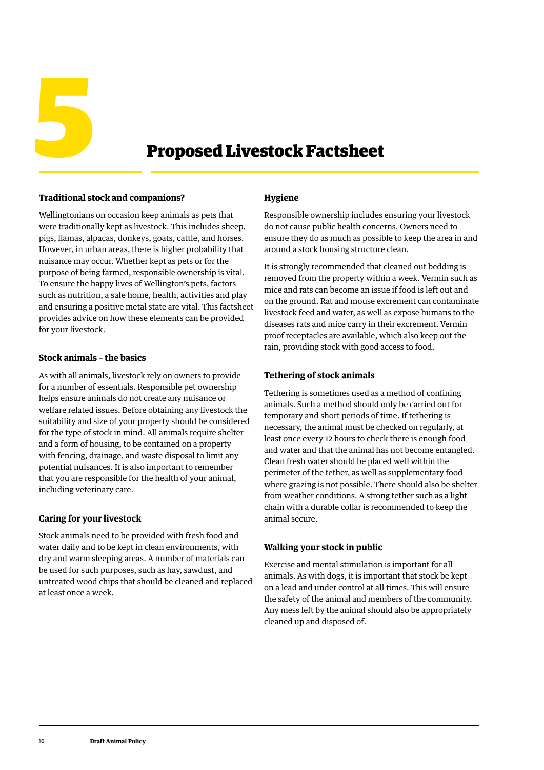# 5 Proposed Livestock Factsheet

### Traditional stock and companions?

Wellingtonians on occasion keep animals as pets that were traditionally kept as livestock. This includes sheep, pigs, llamas, alpacas, donkeys, goats, cattle, and horses. However, in urban areas, there is higher probability that nuisance may occur. Whether kept as pets or for the purpose of being farmed, responsible ownership is vital. To ensure the happy lives of Wellington's pets, factors such as nutrition, a safe home, health, activities and play and ensuring a positive metal state are vital. This factsheet provides advice on how these elements can be provided for your livestock.

### Stock animals – the basics

As with all animals, livestock rely on owners to provide for a number of essentials. Responsible pet ownership helps ensure animals do not create any nuisance or welfare related issues. Before obtaining any livestock the suitability and size of your property should be considered for the type of stock in mind. All animals require shelter and a form of housing, to be contained on a property with fencing, drainage, and waste disposal to limit any potential nuisances. It is also important to remember that you are responsible for the health of your animal, including veterinary care.

### Caring for your livestock

Stock animals need to be provided with fresh food and water daily and to be kept in clean environments, with dry and warm sleeping areas. A number of materials can be used for such purposes, such as hay, sawdust, and untreated wood chips that should be cleaned and replaced at least once a week.

### Hygiene

Responsible ownership includes ensuring your livestock do not cause public health concerns. Owners need to ensure they do as much as possible to keep the area in and around a stock housing structure clean.

It is strongly recommended that cleaned out bedding is removed from the property within a week. Vermin such as mice and rats can become an issue if food is left out and on the ground. Rat and mouse excrement can contaminate livestock feed and water, as well as expose humans to the diseases rats and mice carry in their excrement. Vermin proof receptacles are available, which also keep out the rain, providing stock with good access to food.

### Tethering of stock animals

Tethering is sometimes used as a method of confining animals. Such a method should only be carried out for temporary and short periods of time. If tethering is necessary, the animal must be checked on regularly, at least once every 12 hours to check there is enough food and water and that the animal has not become entangled. Clean fresh water should be placed well within the perimeter of the tether, as well as supplementary food where grazing is not possible. There should also be shelter from weather conditions. A strong tether such as a light chain with a durable collar is recommended to keep the animal secure.

### Walking your stock in public

Exercise and mental stimulation is important for all animals. As with dogs, it is important that stock be kept on a lead and under control at all times. This will ensure the safety of the animal and members of the community. Any mess left by the animal should also be appropriately cleaned up and disposed of.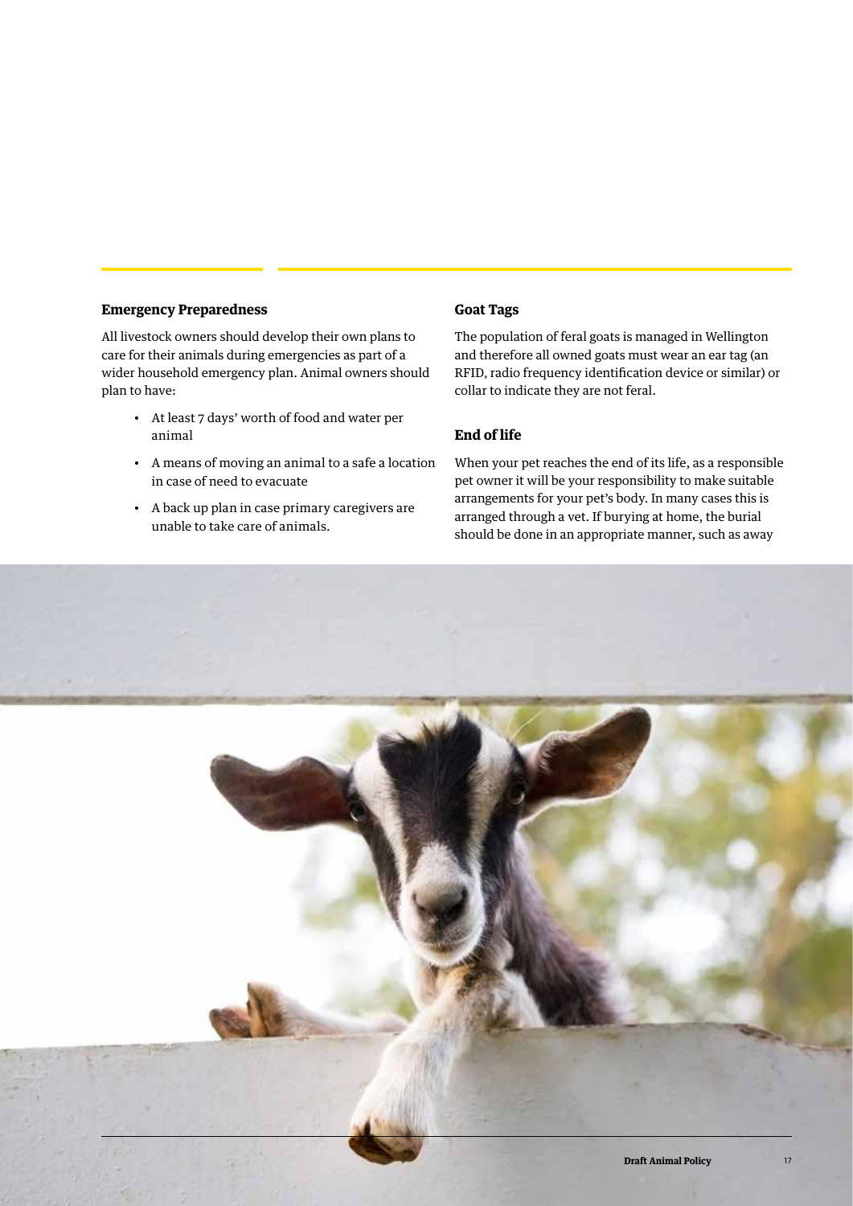### Emergency Preparedness

All livestock owners should develop their own plans to care for their animals during emergencies as part of a wider household emergency plan. Animal owners should plan to have:

- At least 7 days' worth of food and water per animal
- A means of moving an animal to a safe a location in case of need to evacuate
- A back up plan in case primary caregivers are unable to take care of animals.

### Goat Tags

The population of feral goats is managed in Wellington and therefore all owned goats must wear an ear tag (an RFID, radio frequency identification device or similar) or collar to indicate they are not feral.

### End of life

When your pet reaches the end of its life, as a responsible pet owner it will be your responsibility to make suitable arrangements for your pet's body. In many cases this is arranged through a vet. If burying at home, the burial should be done in an appropriate manner, such as away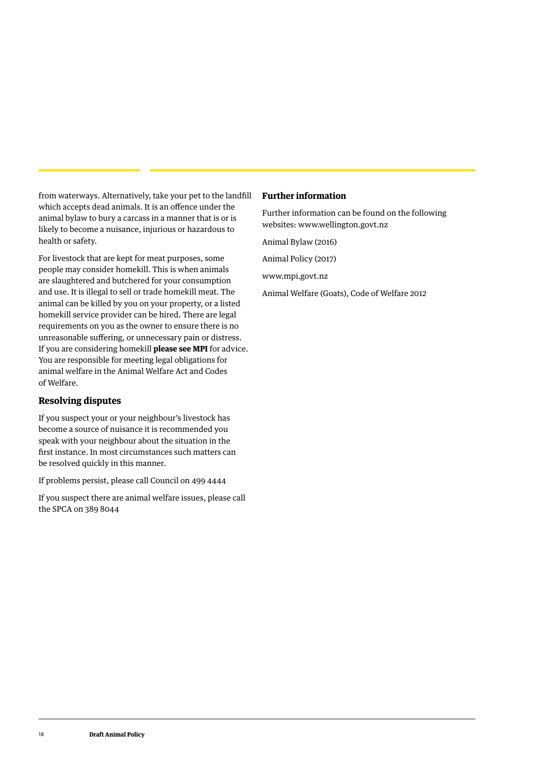from waterways. Alternatively, take your pet to the landfill which accepts dead animals. It is an offence under the animal bylaw to bury a carcass in a manner that is or is likely to become a nuisance, injurious or hazardous to health or safety.

For livestock that are kept for meat purposes, some people may consider homekill. This is when animals are slaughtered and butchered for your consumption and use. It is illegal to sell or trade homekill meat. The animal can be killed by you on your property, or a listed homekill service provider can be hired. There are legal requirements on you as the owner to ensure there is no unreasonable suffering, or unnecessary pain or distress. If you are considering homekill **please see MPI** for advice. You are responsible for meeting legal obligations for animal welfare in the Animal Welfare Act and Codes of Welfare.

### Resolving disputes

If you suspect your or your neighbour's livestock has become a source of nuisance it is recommended you speak with your neighbour about the situation in the first instance. In most circumstances such matters can be resolved quickly in this manner.

If problems persist, please call Council on 499 4444

If you suspect there are animal welfare issues, please call the SPCA on 389 8044

### Further information

Further information can be found on the following websites: www.wellington.govt.nz

Animal Bylaw (2016)

Animal Policy (2017)

www.mpi.govt.nz

Animal Welfare (Goats), Code of Welfare 2012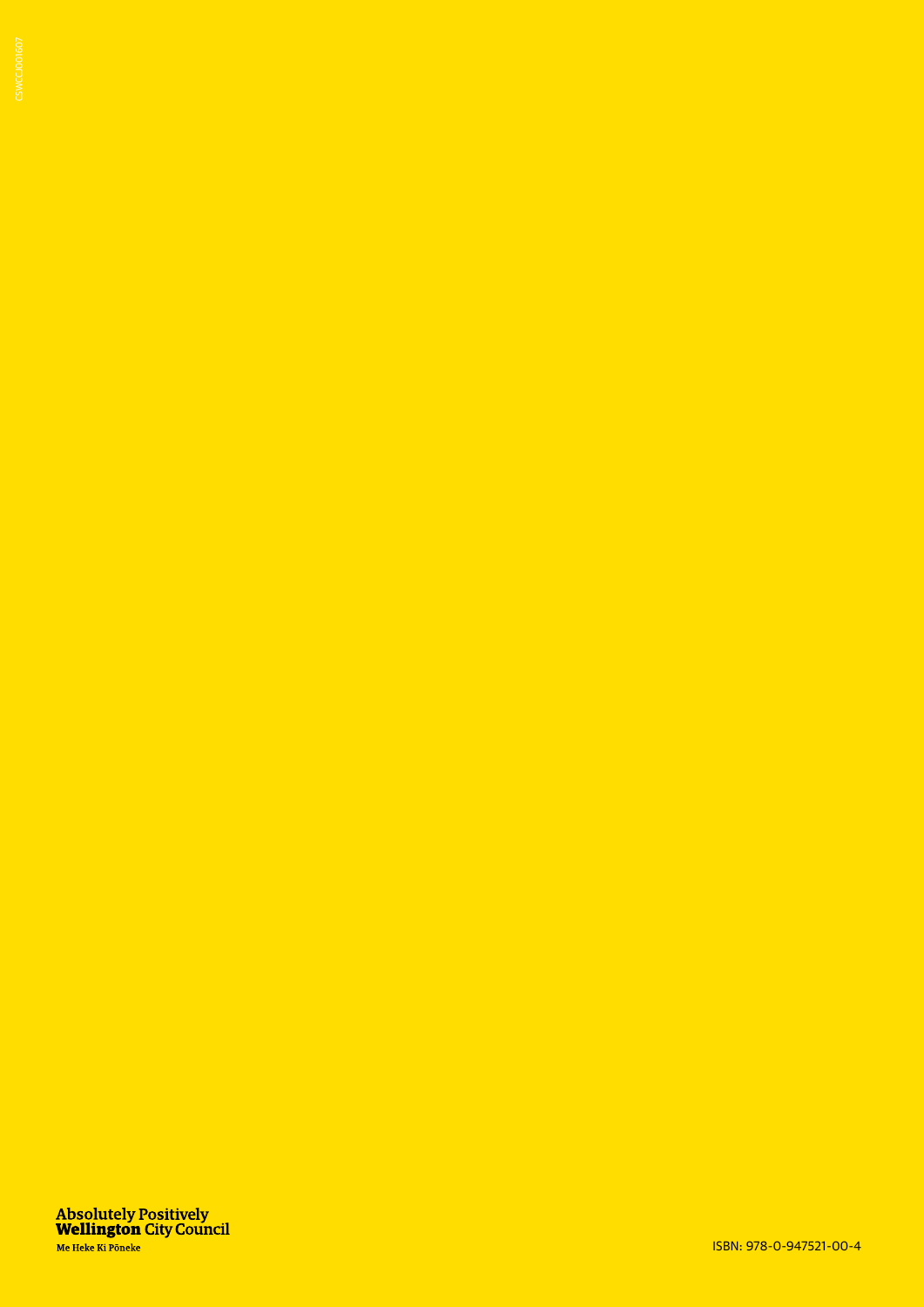CSWCC001607

Absolutely Positively
**Wellington** City Council
Me Heke Ki Pōneke

ISBN: 978-0-947521-00-4